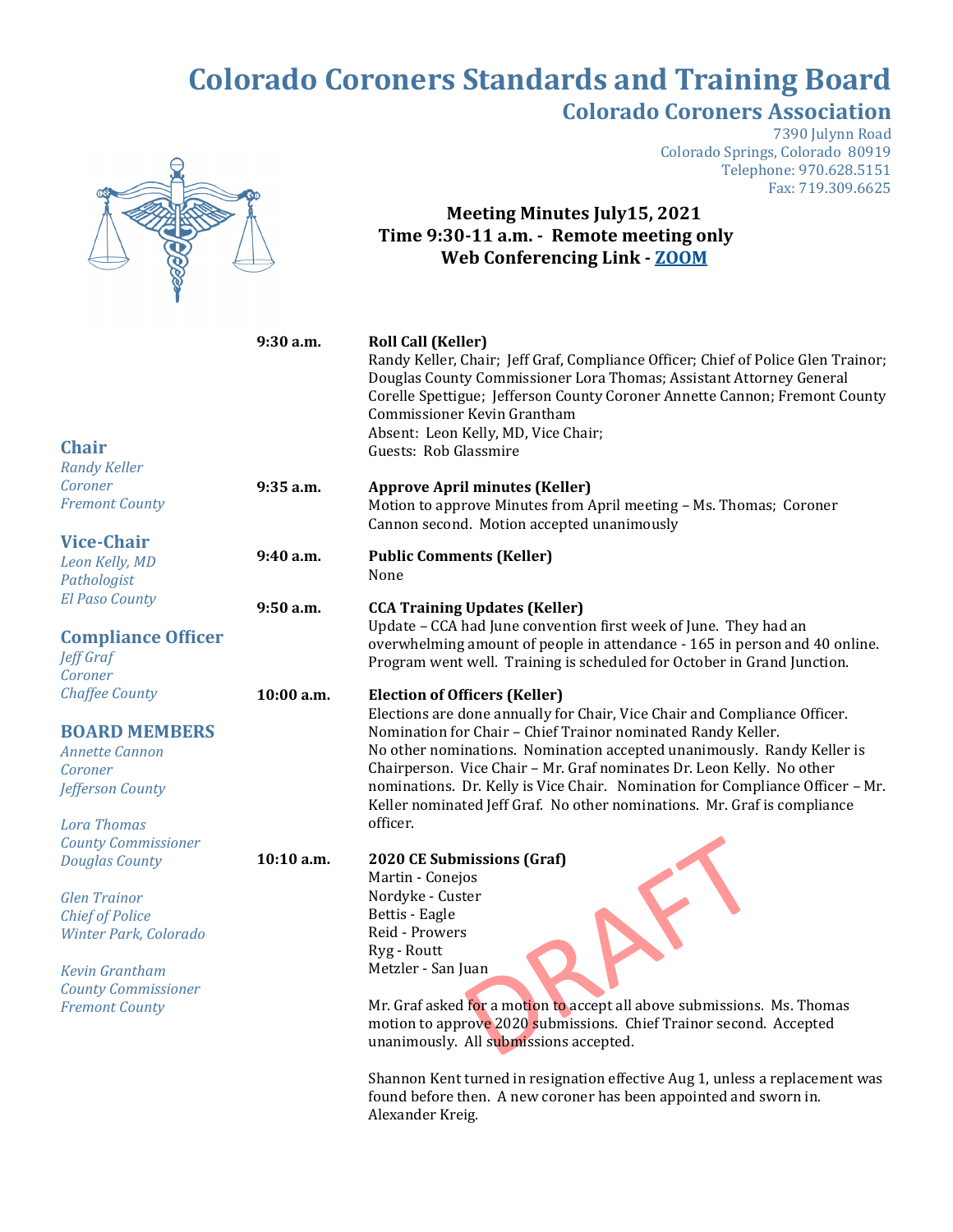# Colorado Coroners Standards and Training Board

## Colorado Coroners Association

7390 Julynn Road
Colorado Springs, Colorado 80919
Telephone: 970.628.5151
Fax: 719.309.6625

**Meeting Minutes July15, 2021**
**Time 9:30-11 a.m. - Remote meeting only**
**Web Conferencing Link - ZOOM**

### Chair
*Randy Keller*
*Coroner*
*Fremont County*

### Vice-Chair
*Leon Kelly, MD*
*Pathologist*
*El Paso County*

### Compliance Officer
*Jeff Graf*
*Coroner*
*Chaffee County*

### BOARD MEMBERS
*Annette Cannon*
*Coroner*
*Jefferson County*

*Lora Thomas*
*County Commissioner*
*Douglas County*

*Glen Trainor*
*Chief of Police*
*Winter Park, Colorado*

*Kevin Grantham*
*County Commissioner*
*Fremont County*

---

**9:30 a.m. — Roll Call (Keller)**
Randy Keller, Chair; Jeff Graf, Compliance Officer; Chief of Police Glen Trainor; Douglas County Commissioner Lora Thomas; Assistant Attorney General Corelle Spettigue; Jefferson County Coroner Annette Cannon; Fremont County Commissioner Kevin Grantham
Absent: Leon Kelly, MD, Vice Chair;
Guests: Rob Glassmire

**9:35 a.m. — Approve April minutes (Keller)**
Motion to approve Minutes from April meeting – Ms. Thomas; Coroner Cannon second. Motion accepted unanimously

**9:40 a.m. — Public Comments (Keller)**
None

**9:50 a.m. — CCA Training Updates (Keller)**
Update – CCA had June convention first week of June. They had an overwhelming amount of people in attendance - 165 in person and 40 online. Program went well. Training is scheduled for October in Grand Junction.

**10:00 a.m. — Election of Officers (Keller)**
Elections are done annually for Chair, Vice Chair and Compliance Officer. Nomination for Chair – Chief Trainor nominated Randy Keller. No other nominations. Nomination accepted unanimously. Randy Keller is Chairperson. Vice Chair – Mr. Graf nominates Dr. Leon Kelly. No other nominations. Dr. Kelly is Vice Chair. Nomination for Compliance Officer – Mr. Keller nominated Jeff Graf. No other nominations. Mr. Graf is compliance officer.

**10:10 a.m. — 2020 CE Submissions (Graf)**
Martin - Conejos
Nordyke - Custer
Bettis - Eagle
Reid - Prowers
Ryg - Routt
Metzler - San Juan

Mr. Graf asked for a motion to accept all above submissions. Ms. Thomas motion to approve 2020 submissions. Chief Trainor second. Accepted unanimously. All submissions accepted.

Shannon Kent turned in resignation effective Aug 1, unless a replacement was found before then. A new coroner has been appointed and sworn in. Alexander Kreig.

DRAFT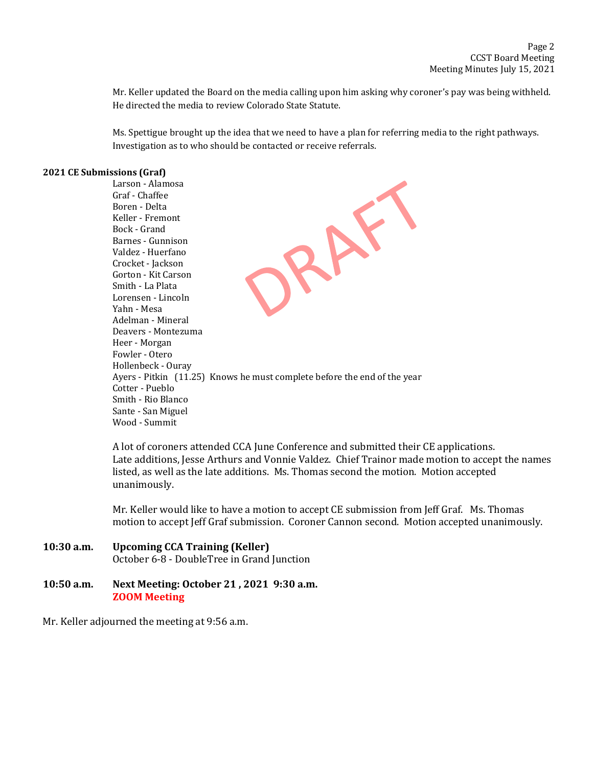Mr. Keller updated the Board on the media calling upon him asking why coroner's pay was being withheld. He directed the media to review Colorado State Statute.

Ms. Spettigue brought up the idea that we need to have a plan for referring media to the right pathways. Investigation as to who should be contacted or receive referrals.

**2021 CE Submissions (Graf)**

Larson - Alamosa
Graf - Chaffee
Boren - Delta
Keller - Fremont
Bock - Grand
Barnes - Gunnison
Valdez - Huerfano
Crocket - Jackson
Gorton - Kit Carson
Smith - La Plata
Lorensen - Lincoln
Yahn - Mesa
Adelman - Mineral
Deavers - Montezuma
Heer - Morgan
Fowler - Otero
Hollenbeck - Ouray
Ayers - Pitkin (11.25) Knows he must complete before the end of the year
Cotter - Pueblo
Smith - Rio Blanco
Sante - San Miguel
Wood - Summit

A lot of coroners attended CCA June Conference and submitted their CE applications. Late additions, Jesse Arthurs and Vonnie Valdez. Chief Trainor made motion to accept the names listed, as well as the late additions. Ms. Thomas second the motion. Motion accepted unanimously.

Mr. Keller would like to have a motion to accept CE submission from Jeff Graf. Ms. Thomas motion to accept Jeff Graf submission. Coroner Cannon second. Motion accepted unanimously.

**10:30 a.m. Upcoming CCA Training (Keller)**
October 6-8 - DoubleTree in Grand Junction

**10:50 a.m. Next Meeting: October 21 , 2021 9:30 a.m.**
**ZOOM Meeting**

Mr. Keller adjourned the meeting at 9:56 a.m.